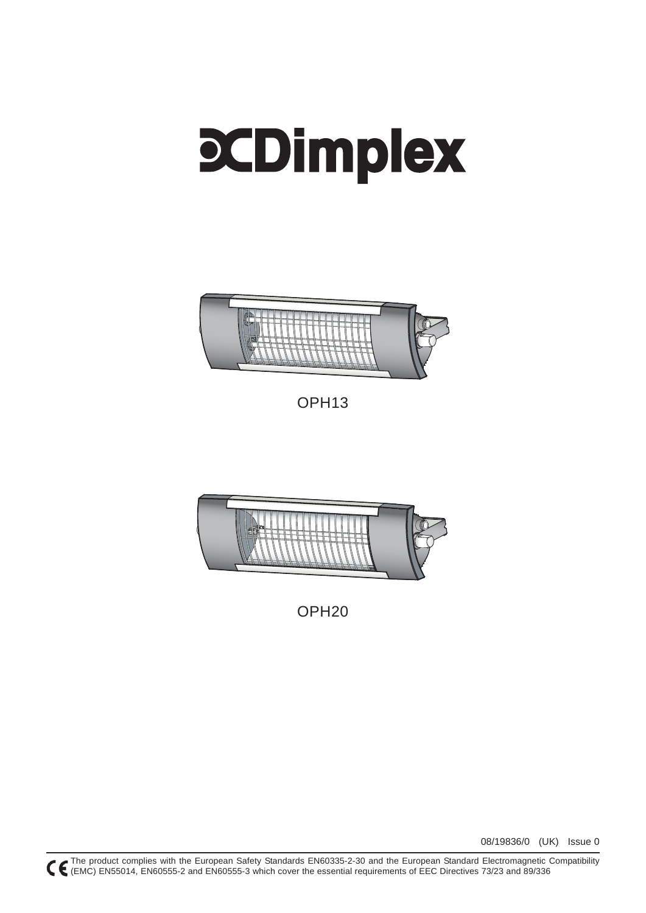# Dimplex

OPH13

OPH20

08/19836/0 (UK) Issue 0

CE The product complies with the European Safety Standards EN60335-2-30 and the European Standard Electromagnetic Compatibility (EMC) EN55014, EN60555-2 and EN60555-3 which cover the essential requirements of EEC Directives 73/23 and 89/336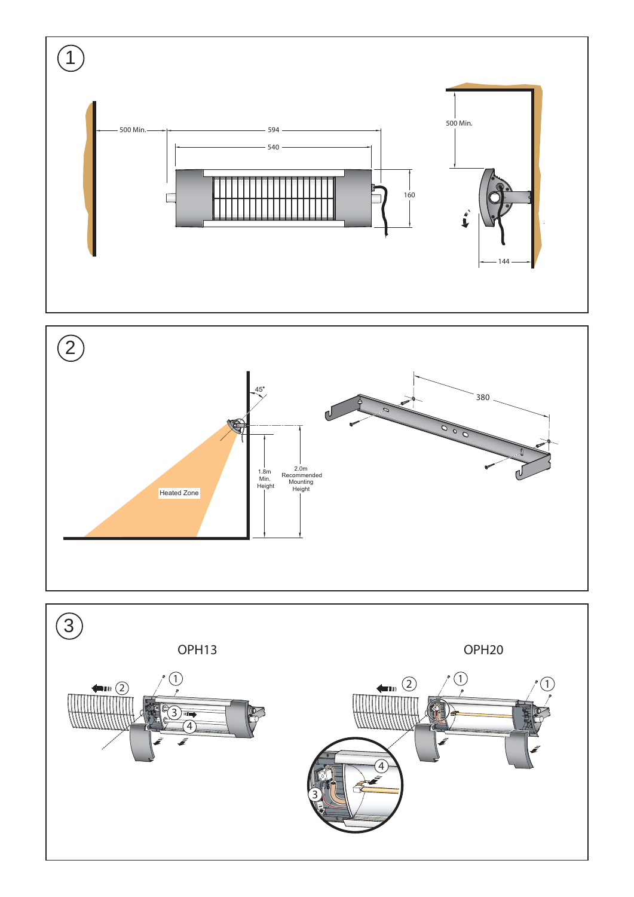1

500 Min.

594

540

160

500 Min.

144

2

45°

380

1.8m Min. Height

2.0m Recommended Mounting Height

Heated Zone

3

OPH13

OPH20

1 2 3 4

1 2 1 4 3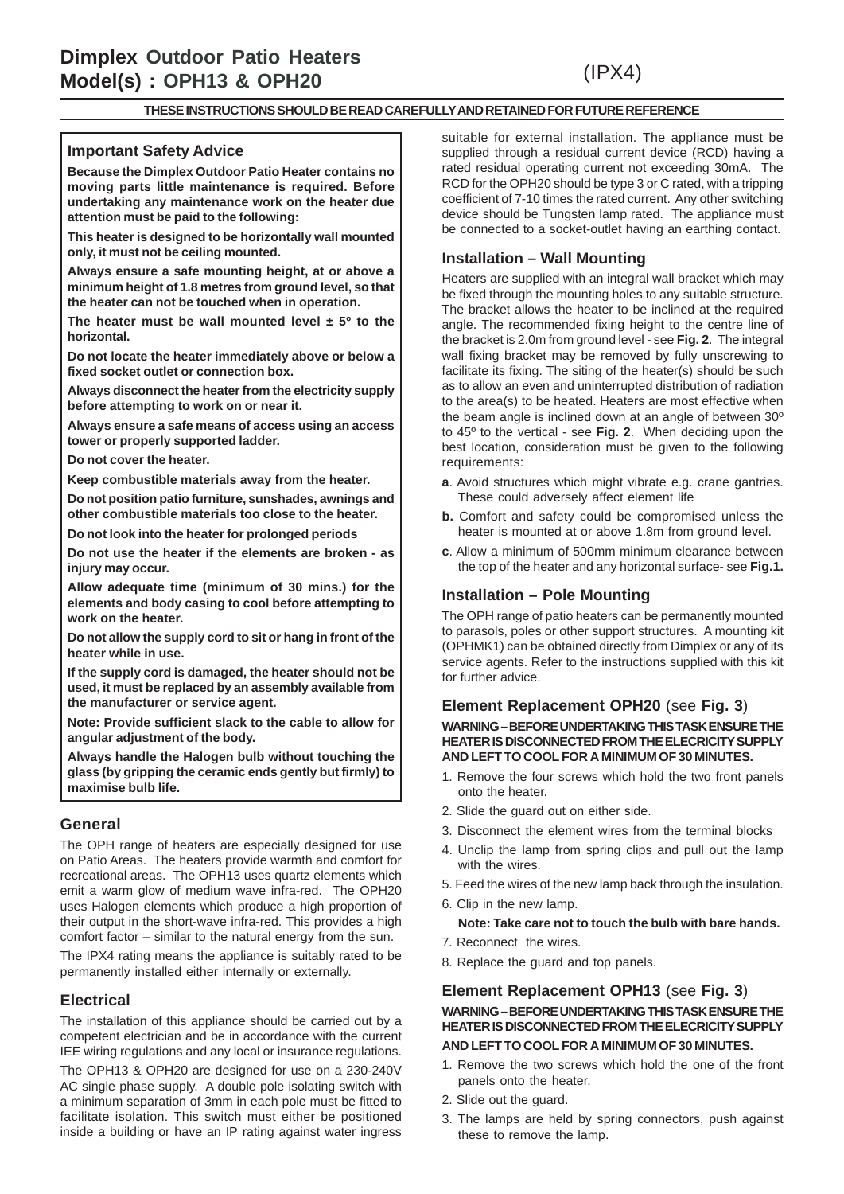# Dimplex Outdoor Patio Heaters
# Model(s) : OPH13 & OPH20

(IPX4)

**THESE INSTRUCTIONS SHOULD BE READ CAREFULLY AND RETAINED FOR FUTURE REFERENCE**

### Important Safety Advice

**Because the Dimplex Outdoor Patio Heater contains no moving parts little maintenance is required. Before undertaking any maintenance work on the heater due attention must be paid to the following:**

**This heater is designed to be horizontally wall mounted only, it must not be ceiling mounted.**

**Always ensure a safe mounting height, at or above a minimum height of 1.8 metres from ground level, so that the heater can not be touched when in operation.**

**The heater must be wall mounted level ± 5º to the horizontal.**

**Do not locate the heater immediately above or below a fixed socket outlet or connection box.**

**Always disconnect the heater from the electricity supply before attempting to work on or near it.**

**Always ensure a safe means of access using an access tower or properly supported ladder.**

**Do not cover the heater.**

**Keep combustible materials away from the heater.**

**Do not position patio furniture, sunshades, awnings and other combustible materials too close to the heater.**

**Do not look into the heater for prolonged periods**

**Do not use the heater if the elements are broken - as injury may occur.**

**Allow adequate time (minimum of 30 mins.) for the elements and body casing to cool before attempting to work on the heater.**

**Do not allow the supply cord to sit or hang in front of the heater while in use.**

**If the supply cord is damaged, the heater should not be used, it must be replaced by an assembly available from the manufacturer or service agent.**

**Note: Provide sufficient slack to the cable to allow for angular adjustment of the body.**

**Always handle the Halogen bulb without touching the glass (by gripping the ceramic ends gently but firmly) to maximise bulb life.**

## General

The OPH range of heaters are especially designed for use on Patio Areas. The heaters provide warmth and comfort for recreational areas. The OPH13 uses quartz elements which emit a warm glow of medium wave infra-red. The OPH20 uses Halogen elements which produce a high proportion of their output in the short-wave infra-red. This provides a high comfort factor – similar to the natural energy from the sun.

The IPX4 rating means the appliance is suitably rated to be permanently installed either internally or externally.

## Electrical

The installation of this appliance should be carried out by a competent electrician and be in accordance with the current IEE wiring regulations and any local or insurance regulations.

The OPH13 & OPH20 are designed for use on a 230-240V AC single phase supply. A double pole isolating switch with a minimum separation of 3mm in each pole must be fitted to facilitate isolation. This switch must either be positioned inside a building or have an IP rating against water ingress suitable for external installation. The appliance must be supplied through a residual current device (RCD) having a rated residual operating current not exceeding 30mA. The RCD for the OPH20 should be type 3 or C rated, with a tripping coefficient of 7-10 times the rated current. Any other switching device should be Tungsten lamp rated. The appliance must be connected to a socket-outlet having an earthing contact.

## Installation – Wall Mounting

Heaters are supplied with an integral wall bracket which may be fixed through the mounting holes to any suitable structure. The bracket allows the heater to be inclined at the required angle. The recommended fixing height to the centre line of the bracket is 2.0m from ground level - see **Fig. 2**. The integral wall fixing bracket may be removed by fully unscrewing to facilitate its fixing. The siting of the heater(s) should be such as to allow an even and uninterrupted distribution of radiation to the area(s) to be heated. Heaters are most effective when the beam angle is inclined down at an angle of between 30º to 45º to the vertical - see **Fig. 2**. When deciding upon the best location, consideration must be given to the following requirements:

**a**. Avoid structures which might vibrate e.g. crane gantries. These could adversely affect element life

**b.** Comfort and safety could be compromised unless the heater is mounted at or above 1.8m from ground level.

**c**. Allow a minimum of 500mm minimum clearance between the top of the heater and any horizontal surface- see **Fig.1.**

## Installation – Pole Mounting

The OPH range of patio heaters can be permanently mounted to parasols, poles or other support structures. A mounting kit (OPHMK1) can be obtained directly from Dimplex or any of its service agents. Refer to the instructions supplied with this kit for further advice.

## Element Replacement OPH20 (see Fig. 3)

**WARNING – BEFORE UNDERTAKING THIS TASK ENSURE THE HEATER IS DISCONNECTED FROM THE ELECRICITY SUPPLY AND LEFT TO COOL FOR A MINIMUM OF 30 MINUTES.**

1. Remove the four screws which hold the two front panels onto the heater.
2. Slide the guard out on either side.
3. Disconnect the element wires from the terminal blocks
4. Unclip the lamp from spring clips and pull out the lamp with the wires.
5. Feed the wires of the new lamp back through the insulation.
6. Clip in the new lamp.

   **Note: Take care not to touch the bulb with bare hands.**

7. Reconnect the wires.
8. Replace the guard and top panels.

## Element Replacement OPH13 (see Fig. 3)

**WARNING – BEFORE UNDERTAKING THIS TASK ENSURE THE HEATER IS DISCONNECTED FROM THE ELECRICITY SUPPLY AND LEFT TO COOL FOR A MINIMUM OF 30 MINUTES.**

1. Remove the two screws which hold the one of the front panels onto the heater.
2. Slide out the guard.
3. The lamps are held by spring connectors, push against these to remove the lamp.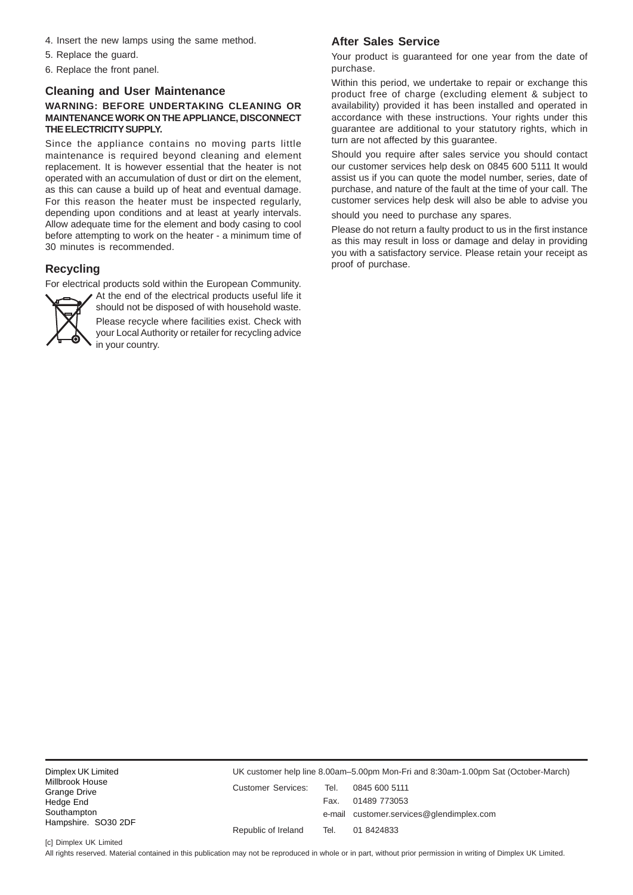4. Insert the new lamps using the same method.
5. Replace the guard.
6. Replace the front panel.

## Cleaning and User Maintenance

**WARNING: BEFORE UNDERTAKING CLEANING OR MAINTENANCE WORK ON THE APPLIANCE, DISCONNECT THE ELECTRICITY SUPPLY.**

Since the appliance contains no moving parts little maintenance is required beyond cleaning and element replacement. It is however essential that the heater is not operated with an accumulation of dust or dirt on the element, as this can cause a build up of heat and eventual damage. For this reason the heater must be inspected regularly, depending upon conditions and at least at yearly intervals. Allow adequate time for the element and body casing to cool before attempting to work on the heater - a minimum time of 30 minutes is recommended.

## Recycling

For electrical products sold within the European Community. At the end of the electrical products useful life it should not be disposed of with household waste. Please recycle where facilities exist. Check with your Local Authority or retailer for recycling advice in your country.

## After Sales Service

Your product is guaranteed for one year from the date of purchase.

Within this period, we undertake to repair or exchange this product free of charge (excluding element & subject to availability) provided it has been installed and operated in accordance with these instructions. Your rights under this guarantee are additional to your statutory rights, which in turn are not affected by this guarantee.

Should you require after sales service you should contact our customer services help desk on 0845 600 5111 It would assist us if you can quote the model number, series, date of purchase, and nature of the fault at the time of your call. The customer services help desk will also be able to advise you should you need to purchase any spares.

Please do not return a faulty product to us in the first instance as this may result in loss or damage and delay in providing you with a satisfactory service. Please retain your receipt as proof of purchase.

Dimplex UK Limited
Millbrook House
Grange Drive
Hedge End
Southampton
Hampshire. SO30 2DF

UK customer help line 8.00am–5.00pm Mon-Fri and 8:30am-1.00pm Sat (October-March)

| | | |
|---|---|---|
| Customer Services: | Tel. | 0845 600 5111 |
| | Fax. | 01489 773053 |
| | e-mail | customer.services@glendimplex.com |
| Republic of Ireland | Tel. | 01 8424833 |

[c] Dimplex UK Limited

All rights reserved. Material contained in this publication may not be reproduced in whole or in part, without prior permission in writing of Dimplex UK Limited.